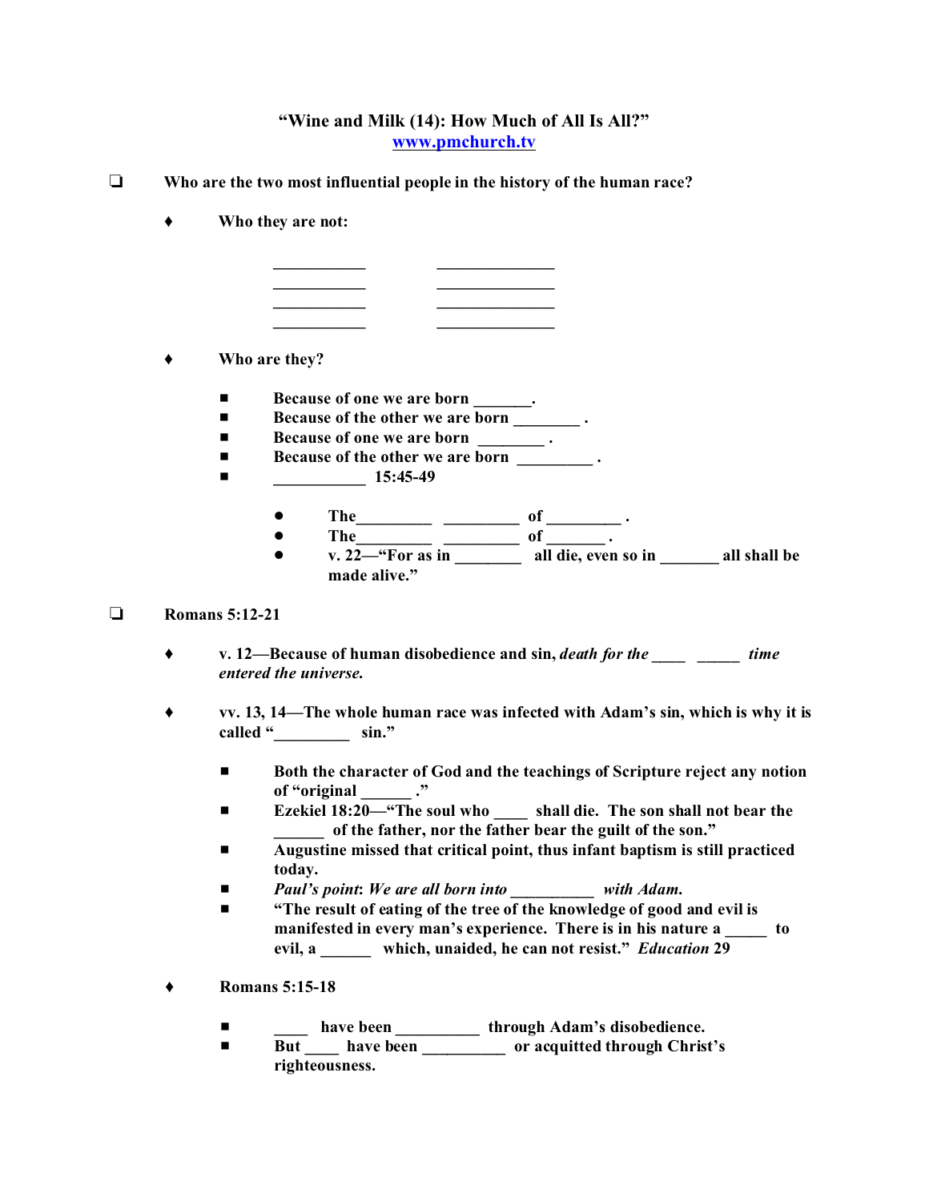**"Wine and Milk (14): How Much of All Is All?"**
**[www.pmchurch.tv](http://www.pmchurch.tv)**

- ❑ **Who are the two most influential people in the history of the human race?**

  - ♦ **Who they are not:**

    ___________ ______________
    ___________ ______________
    ___________ ______________
    ___________ ______________

  - ♦ **Who are they?**

    - ■ **Because of one we are born _______.**
    - ■ **Because of the other we are born ________ .**
    - ■ **Because of one we are born ________ .**
    - ■ **Because of the other we are born _________ .**
    - ■ **___________ 15:45-49**

      - ● **The_________ _________ of _________ .**
      - ● **The_________ _________ of _______ .**
      - ● **v. 22—"For as in ________ all die, even so in _______ all shall be made alive."**

- ❑ **Romans 5:12-21**

  - ♦ **v. 12—Because of human disobedience and sin,** ***death for the ____ _____ time entered the universe.***

  - ♦ **vv. 13, 14—The whole human race was infected with Adam's sin, which is why it is called "_________ sin."**

    - ■ **Both the character of God and the teachings of Scripture reject any notion of "original ______ ."**
    - ■ **Ezekiel 18:20—"The soul who ____ shall die. The son shall not bear the ______ of the father, nor the father bear the guilt of the son."**
    - ■ **Augustine missed that critical point, thus infant baptism is still practiced today.**
    - ■ ***Paul's point*****:** ***We are all born into __________ with Adam.***
    - ■ **"The result of eating of the tree of the knowledge of good and evil is manifested in every man's experience. There is in his nature a _____ to evil, a ______ which, unaided, he can not resist."** ***Education*** **29**

  - ♦ **Romans 5:15-18**

    - ■ **____ have been __________ through Adam's disobedience.**
    - ■ **But ____ have been __________ or acquitted through Christ's righteousness.**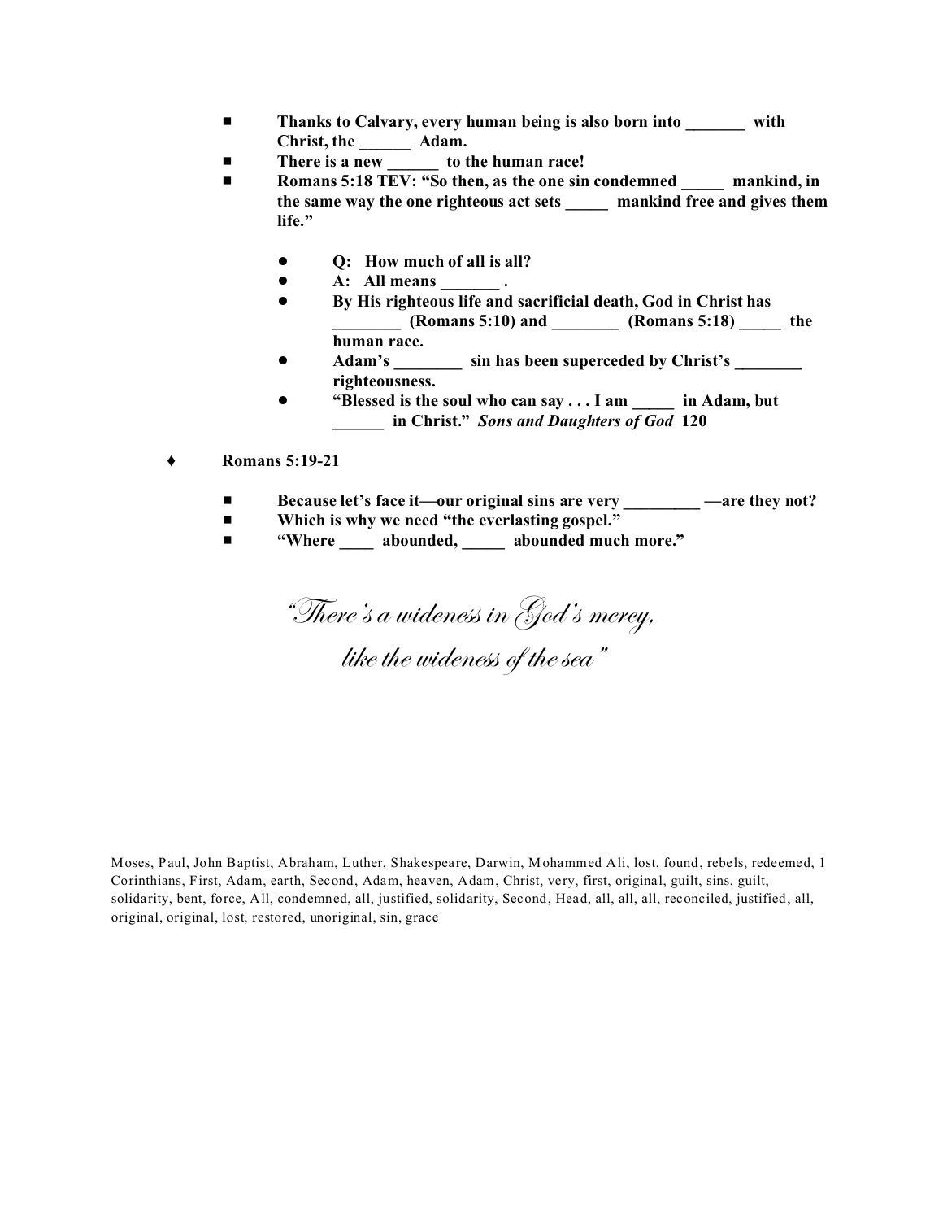- **Thanks to Calvary, every human being is also born into _______ with Christ, the ______ Adam.**
- **There is a new ______ to the human race!**
- **Romans 5:18 TEV: "So then, as the one sin condemned _____ mankind, in the same way the one righteous act sets _____ mankind free and gives them life."**

  - **Q: How much of all is all?**
  - **A: All means _______ .**
  - **By His righteous life and sacrificial death, God in Christ has ________ (Romans 5:10) and ________ (Romans 5:18) _____ the human race.**
  - **Adam's ________ sin has been superceded by Christ's ________ righteousness.**
  - **"Blessed is the soul who can say . . . I am _____ in Adam, but ______ in Christ."** ***Sons and Daughters of God*** **120**

- **Romans 5:19-21**

  - **Because let's face it—our original sins are very _________ —are they not?**
  - **Which is why we need "the everlasting gospel."**
  - **"Where ____ abounded, _____ abounded much more."**

*"There's a wideness in God's mercy,*
*like the wideness of the sea"*

Moses, Paul, John Baptist, Abraham, Luther, Shakespeare, Darwin, Mohammed Ali, lost, found, rebels, redeemed, 1 Corinthians, First, Adam, earth, Second, Adam, heaven, Adam, Christ, very, first, original, guilt, sins, guilt, solidarity, bent, force, All, condemned, all, justified, solidarity, Second, Head, all, all, all, reconciled, justified, all, original, original, lost, restored, unoriginal, sin, grace